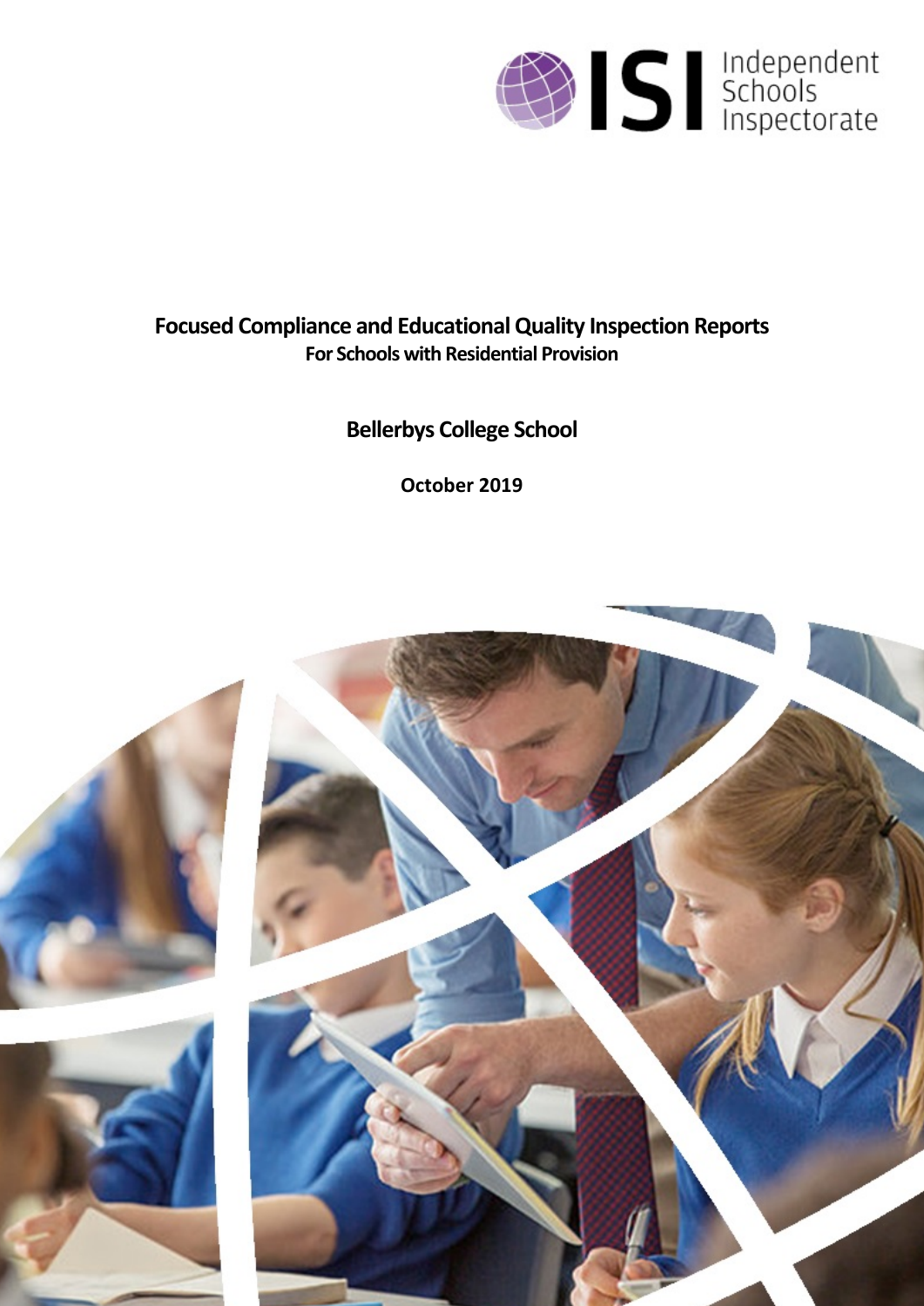ISI Independent Schools Inspectorate

# Focused Compliance and Educational Quality Inspection Reports

**For Schools with Residential Provision**

## Bellerbys College School

**October 2019**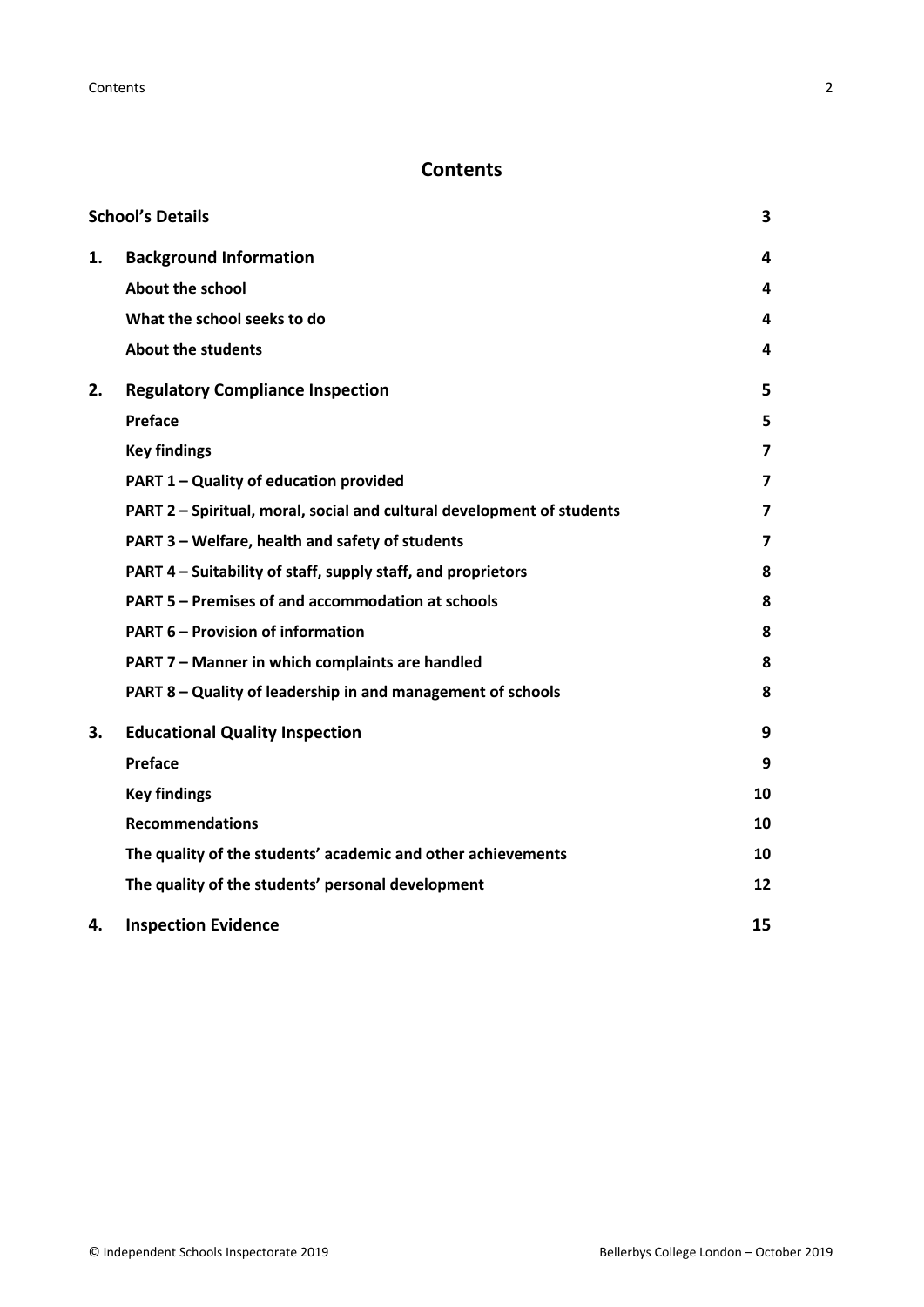# Contents

| | | |
|---|---|---|
| **School's Details** | | **3** |
| **1.** | **Background Information** | **4** |
| | **About the school** | **4** |
| | **What the school seeks to do** | **4** |
| | **About the students** | **4** |
| **2.** | **Regulatory Compliance Inspection** | **5** |
| | **Preface** | **5** |
| | **Key findings** | **7** |
| | **PART 1 – Quality of education provided** | **7** |
| | **PART 2 – Spiritual, moral, social and cultural development of students** | **7** |
| | **PART 3 – Welfare, health and safety of students** | **7** |
| | **PART 4 – Suitability of staff, supply staff, and proprietors** | **8** |
| | **PART 5 – Premises of and accommodation at schools** | **8** |
| | **PART 6 – Provision of information** | **8** |
| | **PART 7 – Manner in which complaints are handled** | **8** |
| | **PART 8 – Quality of leadership in and management of schools** | **8** |
| **3.** | **Educational Quality Inspection** | **9** |
| | **Preface** | **9** |
| | **Key findings** | **10** |
| | **Recommendations** | **10** |
| | **The quality of the students' academic and other achievements** | **10** |
| | **The quality of the students' personal development** | **12** |
| **4.** | **Inspection Evidence** | **15** |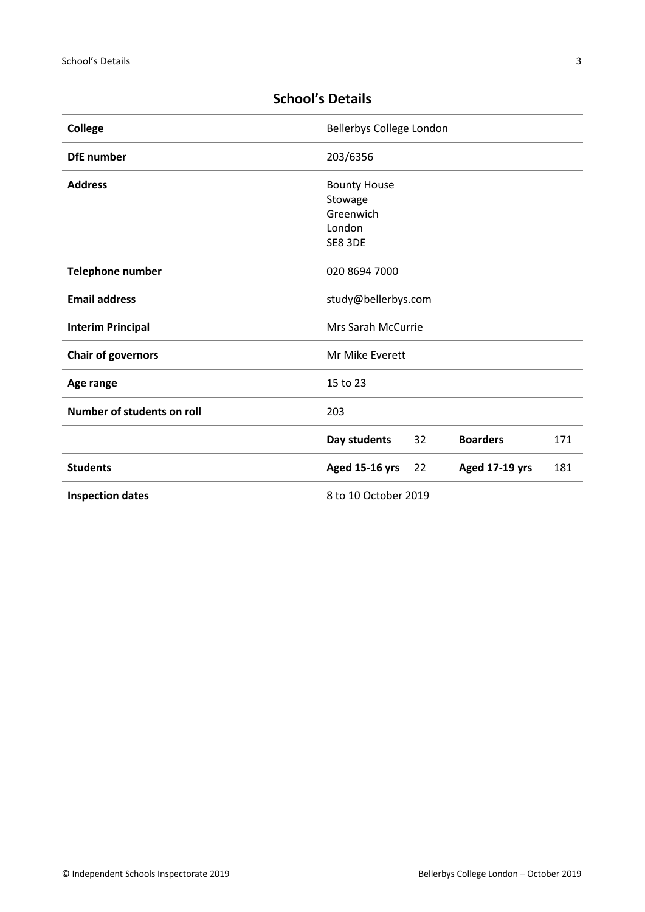## School's Details

| | | | | |
|---|---|---|---|---|
| **College** | Bellerbys College London | | | |
| **DfE number** | 203/6356 | | | |
| **Address** | Bounty House<br>Stowage<br>Greenwich<br>London<br>SE8 3DE | | | |
| **Telephone number** | 020 8694 7000 | | | |
| **Email address** | study@bellerbys.com | | | |
| **Interim Principal** | Mrs Sarah McCurrie | | | |
| **Chair of governors** | Mr Mike Everett | | | |
| **Age range** | 15 to 23 | | | |
| **Number of students on roll** | 203 | | | |
| | **Day students** | 32 | **Boarders** | 171 |
| **Students** | **Aged 15-16 yrs** | 22 | **Aged 17-19 yrs** | 181 |
| **Inspection dates** | 8 to 10 October 2019 | | | |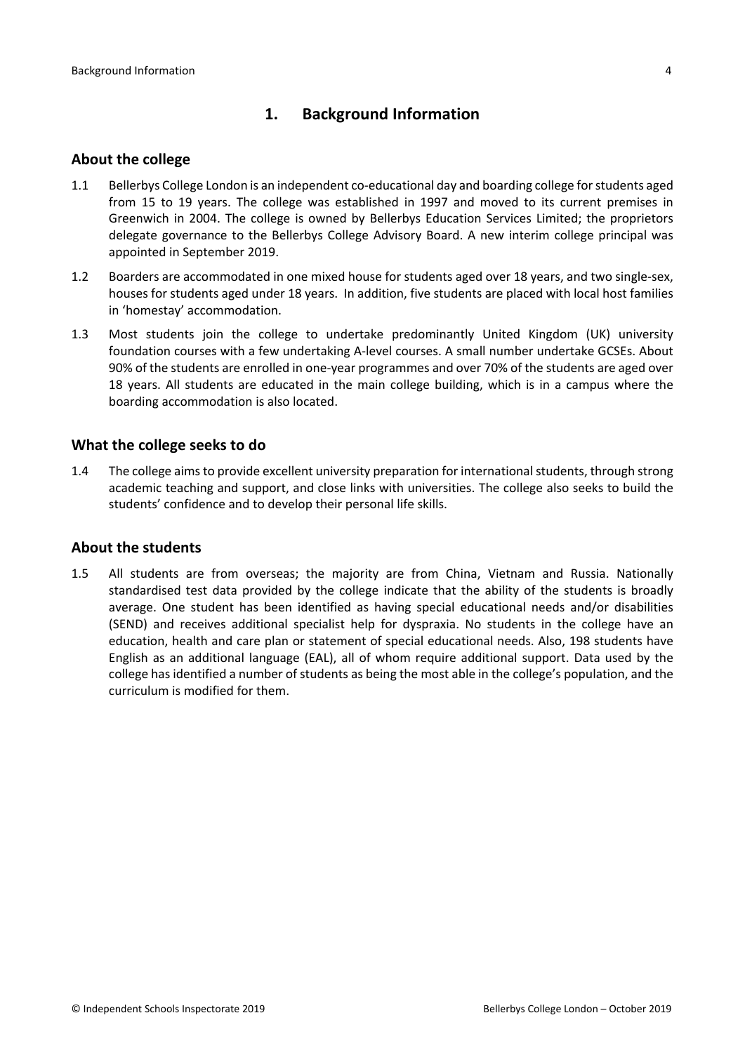## 1. Background Information

### About the college

1.1 Bellerbys College London is an independent co-educational day and boarding college for students aged from 15 to 19 years. The college was established in 1997 and moved to its current premises in Greenwich in 2004. The college is owned by Bellerbys Education Services Limited; the proprietors delegate governance to the Bellerbys College Advisory Board. A new interim college principal was appointed in September 2019.

1.2 Boarders are accommodated in one mixed house for students aged over 18 years, and two single-sex, houses for students aged under 18 years. In addition, five students are placed with local host families in 'homestay' accommodation.

1.3 Most students join the college to undertake predominantly United Kingdom (UK) university foundation courses with a few undertaking A-level courses. A small number undertake GCSEs. About 90% of the students are enrolled in one-year programmes and over 70% of the students are aged over 18 years. All students are educated in the main college building, which is in a campus where the boarding accommodation is also located.

### What the college seeks to do

1.4 The college aims to provide excellent university preparation for international students, through strong academic teaching and support, and close links with universities. The college also seeks to build the students' confidence and to develop their personal life skills.

### About the students

1.5 All students are from overseas; the majority are from China, Vietnam and Russia. Nationally standardised test data provided by the college indicate that the ability of the students is broadly average. One student has been identified as having special educational needs and/or disabilities (SEND) and receives additional specialist help for dyspraxia. No students in the college have an education, health and care plan or statement of special educational needs. Also, 198 students have English as an additional language (EAL), all of whom require additional support. Data used by the college has identified a number of students as being the most able in the college's population, and the curriculum is modified for them.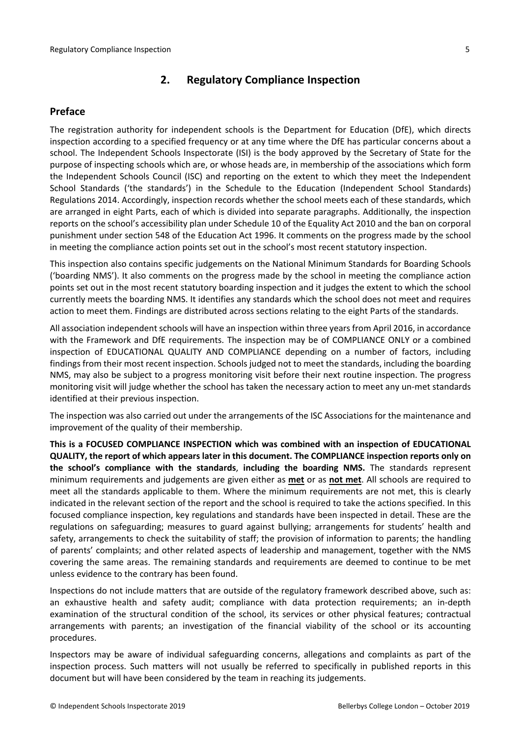## 2. Regulatory Compliance Inspection

### Preface

The registration authority for independent schools is the Department for Education (DfE), which directs inspection according to a specified frequency or at any time where the DfE has particular concerns about a school. The Independent Schools Inspectorate (ISI) is the body approved by the Secretary of State for the purpose of inspecting schools which are, or whose heads are, in membership of the associations which form the Independent Schools Council (ISC) and reporting on the extent to which they meet the Independent School Standards ('the standards') in the Schedule to the Education (Independent School Standards) Regulations 2014. Accordingly, inspection records whether the school meets each of these standards, which are arranged in eight Parts, each of which is divided into separate paragraphs. Additionally, the inspection reports on the school's accessibility plan under Schedule 10 of the Equality Act 2010 and the ban on corporal punishment under section 548 of the Education Act 1996. It comments on the progress made by the school in meeting the compliance action points set out in the school's most recent statutory inspection.

This inspection also contains specific judgements on the National Minimum Standards for Boarding Schools ('boarding NMS'). It also comments on the progress made by the school in meeting the compliance action points set out in the most recent statutory boarding inspection and it judges the extent to which the school currently meets the boarding NMS. It identifies any standards which the school does not meet and requires action to meet them. Findings are distributed across sections relating to the eight Parts of the standards.

All association independent schools will have an inspection within three years from April 2016, in accordance with the Framework and DfE requirements. The inspection may be of COMPLIANCE ONLY or a combined inspection of EDUCATIONAL QUALITY AND COMPLIANCE depending on a number of factors, including findings from their most recent inspection. Schools judged not to meet the standards, including the boarding NMS, may also be subject to a progress monitoring visit before their next routine inspection. The progress monitoring visit will judge whether the school has taken the necessary action to meet any un-met standards identified at their previous inspection.

The inspection was also carried out under the arrangements of the ISC Associations for the maintenance and improvement of the quality of their membership.

**This is a FOCUSED COMPLIANCE INSPECTION which was combined with an inspection of EDUCATIONAL QUALITY, the report of which appears later in this document. The COMPLIANCE inspection reports only on the school's compliance with the standards**, **including the boarding NMS.** The standards represent minimum requirements and judgements are given either as **met** or as **not met**. All schools are required to meet all the standards applicable to them. Where the minimum requirements are not met, this is clearly indicated in the relevant section of the report and the school is required to take the actions specified. In this focused compliance inspection, key regulations and standards have been inspected in detail. These are the regulations on safeguarding; measures to guard against bullying; arrangements for students' health and safety, arrangements to check the suitability of staff; the provision of information to parents; the handling of parents' complaints; and other related aspects of leadership and management, together with the NMS covering the same areas. The remaining standards and requirements are deemed to continue to be met unless evidence to the contrary has been found.

Inspections do not include matters that are outside of the regulatory framework described above, such as: an exhaustive health and safety audit; compliance with data protection requirements; an in-depth examination of the structural condition of the school, its services or other physical features; contractual arrangements with parents; an investigation of the financial viability of the school or its accounting procedures.

Inspectors may be aware of individual safeguarding concerns, allegations and complaints as part of the inspection process. Such matters will not usually be referred to specifically in published reports in this document but will have been considered by the team in reaching its judgements.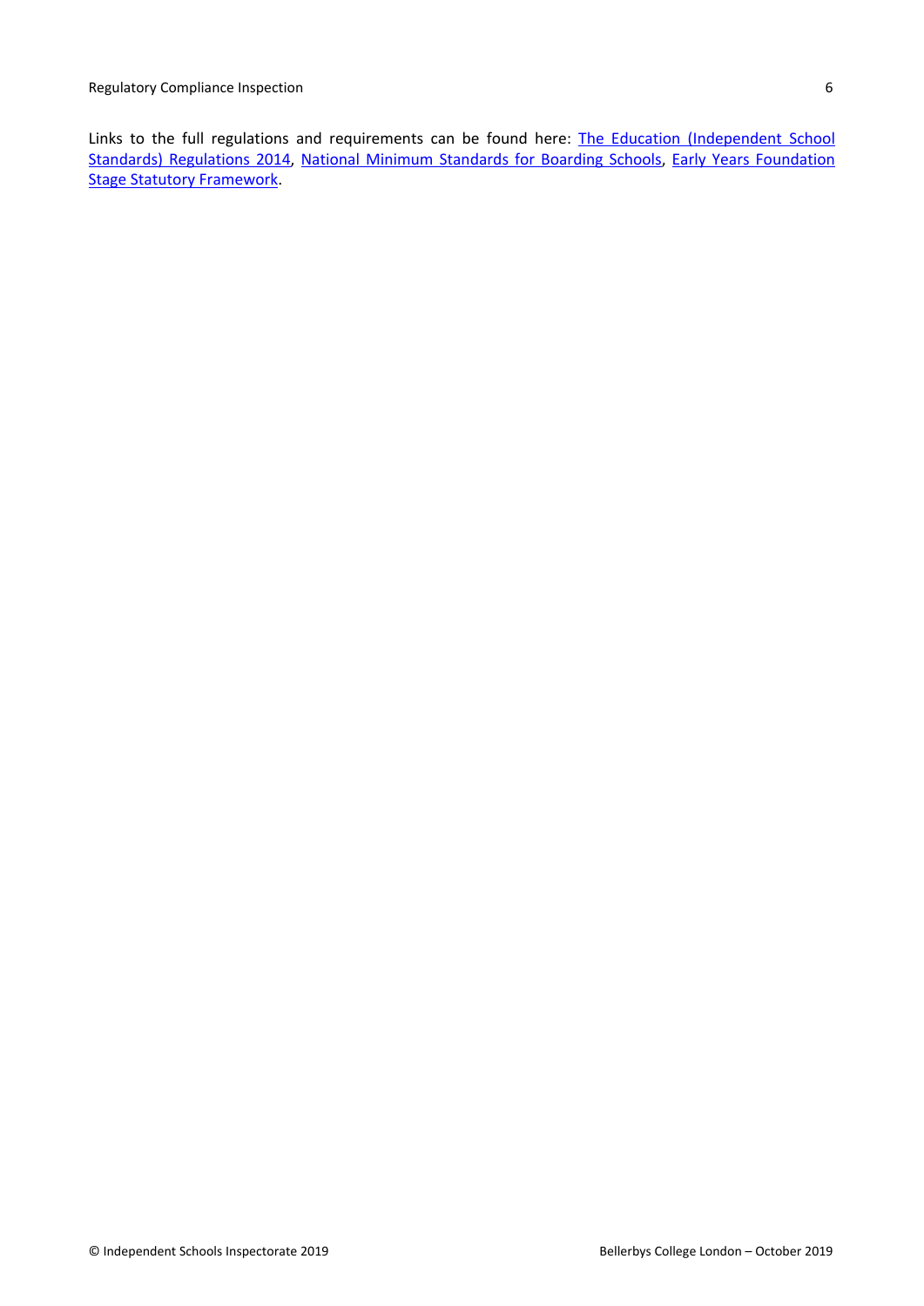Links to the full regulations and requirements can be found here: The Education (Independent School Standards) Regulations 2014, National Minimum Standards for Boarding Schools, Early Years Foundation Stage Statutory Framework.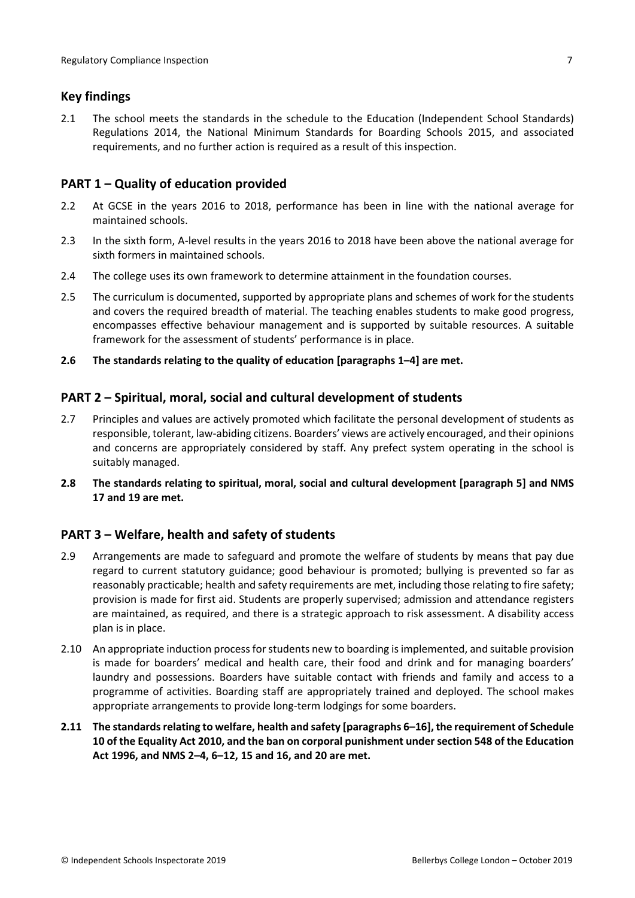## Key findings

2.1 The school meets the standards in the schedule to the Education (Independent School Standards) Regulations 2014, the National Minimum Standards for Boarding Schools 2015, and associated requirements, and no further action is required as a result of this inspection.

## PART 1 – Quality of education provided

2.2 At GCSE in the years 2016 to 2018, performance has been in line with the national average for maintained schools.

2.3 In the sixth form, A-level results in the years 2016 to 2018 have been above the national average for sixth formers in maintained schools.

2.4 The college uses its own framework to determine attainment in the foundation courses.

2.5 The curriculum is documented, supported by appropriate plans and schemes of work for the students and covers the required breadth of material. The teaching enables students to make good progress, encompasses effective behaviour management and is supported by suitable resources. A suitable framework for the assessment of students' performance is in place.

**2.6 The standards relating to the quality of education [paragraphs 1–4] are met.**

## PART 2 – Spiritual, moral, social and cultural development of students

2.7 Principles and values are actively promoted which facilitate the personal development of students as responsible, tolerant, law-abiding citizens. Boarders' views are actively encouraged, and their opinions and concerns are appropriately considered by staff. Any prefect system operating in the school is suitably managed.

**2.8 The standards relating to spiritual, moral, social and cultural development [paragraph 5] and NMS 17 and 19 are met.**

## PART 3 – Welfare, health and safety of students

2.9 Arrangements are made to safeguard and promote the welfare of students by means that pay due regard to current statutory guidance; good behaviour is promoted; bullying is prevented so far as reasonably practicable; health and safety requirements are met, including those relating to fire safety; provision is made for first aid. Students are properly supervised; admission and attendance registers are maintained, as required, and there is a strategic approach to risk assessment. A disability access plan is in place.

2.10 An appropriate induction process for students new to boarding is implemented, and suitable provision is made for boarders' medical and health care, their food and drink and for managing boarders' laundry and possessions. Boarders have suitable contact with friends and family and access to a programme of activities. Boarding staff are appropriately trained and deployed. The school makes appropriate arrangements to provide long-term lodgings for some boarders.

**2.11 The standards relating to welfare, health and safety [paragraphs 6–16], the requirement of Schedule 10 of the Equality Act 2010, and the ban on corporal punishment under section 548 of the Education Act 1996, and NMS 2–4, 6–12, 15 and 16, and 20 are met.**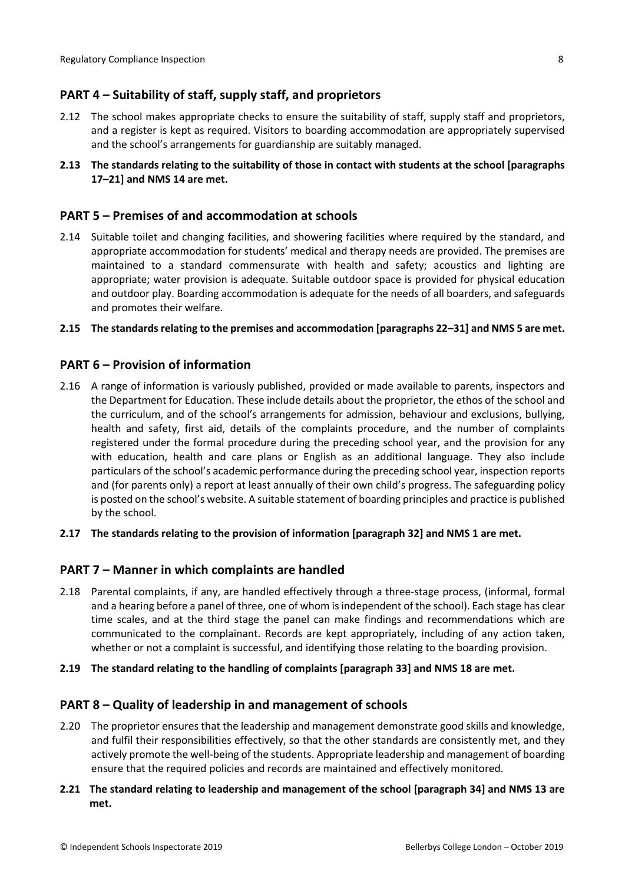## PART 4 – Suitability of staff, supply staff, and proprietors

2.12 The school makes appropriate checks to ensure the suitability of staff, supply staff and proprietors, and a register is kept as required. Visitors to boarding accommodation are appropriately supervised and the school's arrangements for guardianship are suitably managed.

**2.13 The standards relating to the suitability of those in contact with students at the school [paragraphs 17–21] and NMS 14 are met.**

## PART 5 – Premises of and accommodation at schools

2.14 Suitable toilet and changing facilities, and showering facilities where required by the standard, and appropriate accommodation for students' medical and therapy needs are provided. The premises are maintained to a standard commensurate with health and safety; acoustics and lighting are appropriate; water provision is adequate. Suitable outdoor space is provided for physical education and outdoor play. Boarding accommodation is adequate for the needs of all boarders, and safeguards and promotes their welfare.

**2.15 The standards relating to the premises and accommodation [paragraphs 22–31] and NMS 5 are met.**

## PART 6 – Provision of information

2.16 A range of information is variously published, provided or made available to parents, inspectors and the Department for Education. These include details about the proprietor, the ethos of the school and the curriculum, and of the school's arrangements for admission, behaviour and exclusions, bullying, health and safety, first aid, details of the complaints procedure, and the number of complaints registered under the formal procedure during the preceding school year, and the provision for any with education, health and care plans or English as an additional language. They also include particulars of the school's academic performance during the preceding school year, inspection reports and (for parents only) a report at least annually of their own child's progress. The safeguarding policy is posted on the school's website. A suitable statement of boarding principles and practice is published by the school.

**2.17 The standards relating to the provision of information [paragraph 32] and NMS 1 are met.**

## PART 7 – Manner in which complaints are handled

2.18 Parental complaints, if any, are handled effectively through a three-stage process, (informal, formal and a hearing before a panel of three, one of whom is independent of the school). Each stage has clear time scales, and at the third stage the panel can make findings and recommendations which are communicated to the complainant. Records are kept appropriately, including of any action taken, whether or not a complaint is successful, and identifying those relating to the boarding provision.

**2.19 The standard relating to the handling of complaints [paragraph 33] and NMS 18 are met.**

## PART 8 – Quality of leadership in and management of schools

2.20 The proprietor ensures that the leadership and management demonstrate good skills and knowledge, and fulfil their responsibilities effectively, so that the other standards are consistently met, and they actively promote the well-being of the students. Appropriate leadership and management of boarding ensure that the required policies and records are maintained and effectively monitored.

**2.21 The standard relating to leadership and management of the school [paragraph 34] and NMS 13 are met.**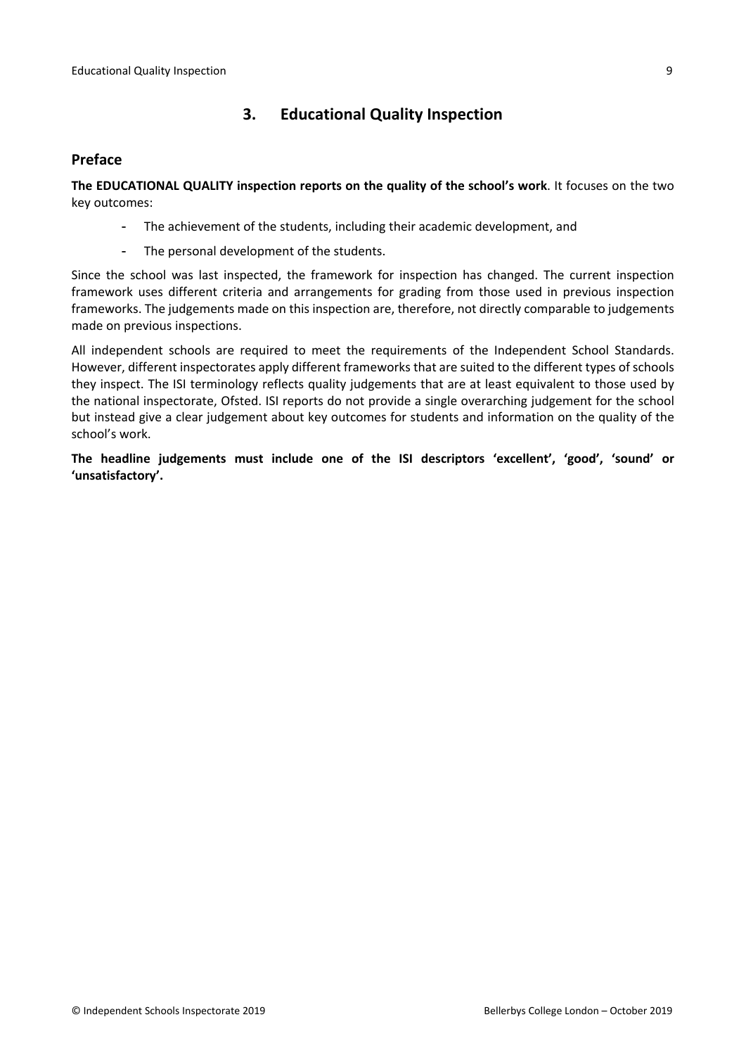## 3. Educational Quality Inspection

### Preface

**The EDUCATIONAL QUALITY inspection reports on the quality of the school's work**. It focuses on the two key outcomes:

- The achievement of the students, including their academic development, and
- The personal development of the students.

Since the school was last inspected, the framework for inspection has changed. The current inspection framework uses different criteria and arrangements for grading from those used in previous inspection frameworks. The judgements made on this inspection are, therefore, not directly comparable to judgements made on previous inspections.

All independent schools are required to meet the requirements of the Independent School Standards. However, different inspectorates apply different frameworks that are suited to the different types of schools they inspect. The ISI terminology reflects quality judgements that are at least equivalent to those used by the national inspectorate, Ofsted. ISI reports do not provide a single overarching judgement for the school but instead give a clear judgement about key outcomes for students and information on the quality of the school's work.

**The headline judgements must include one of the ISI descriptors 'excellent', 'good', 'sound' or 'unsatisfactory'.**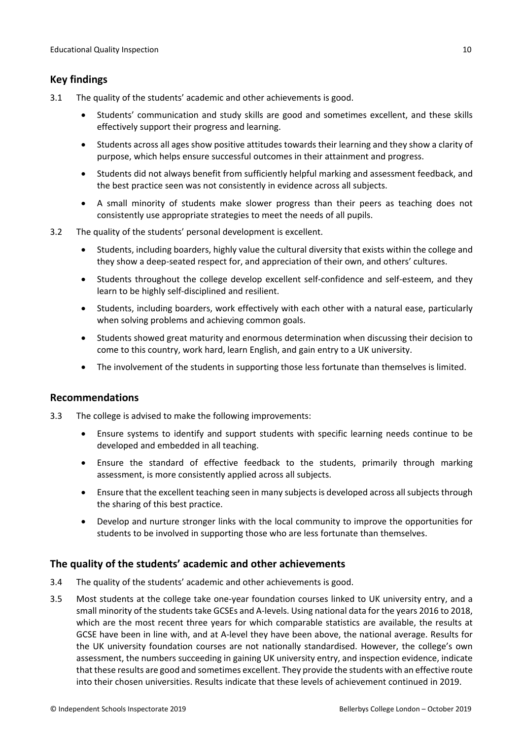## Key findings

3.1 The quality of the students' academic and other achievements is good.

- Students' communication and study skills are good and sometimes excellent, and these skills effectively support their progress and learning.
- Students across all ages show positive attitudes towards their learning and they show a clarity of purpose, which helps ensure successful outcomes in their attainment and progress.
- Students did not always benefit from sufficiently helpful marking and assessment feedback, and the best practice seen was not consistently in evidence across all subjects.
- A small minority of students make slower progress than their peers as teaching does not consistently use appropriate strategies to meet the needs of all pupils.

3.2 The quality of the students' personal development is excellent.

- Students, including boarders, highly value the cultural diversity that exists within the college and they show a deep-seated respect for, and appreciation of their own, and others' cultures.
- Students throughout the college develop excellent self-confidence and self-esteem, and they learn to be highly self-disciplined and resilient.
- Students, including boarders, work effectively with each other with a natural ease, particularly when solving problems and achieving common goals.
- Students showed great maturity and enormous determination when discussing their decision to come to this country, work hard, learn English, and gain entry to a UK university.
- The involvement of the students in supporting those less fortunate than themselves is limited.

## Recommendations

3.3 The college is advised to make the following improvements:

- Ensure systems to identify and support students with specific learning needs continue to be developed and embedded in all teaching.
- Ensure the standard of effective feedback to the students, primarily through marking assessment, is more consistently applied across all subjects.
- Ensure that the excellent teaching seen in many subjects is developed across all subjects through the sharing of this best practice.
- Develop and nurture stronger links with the local community to improve the opportunities for students to be involved in supporting those who are less fortunate than themselves.

## The quality of the students' academic and other achievements

3.4 The quality of the students' academic and other achievements is good.

3.5 Most students at the college take one-year foundation courses linked to UK university entry, and a small minority of the students take GCSEs and A-levels. Using national data for the years 2016 to 2018, which are the most recent three years for which comparable statistics are available, the results at GCSE have been in line with, and at A-level they have been above, the national average. Results for the UK university foundation courses are not nationally standardised. However, the college's own assessment, the numbers succeeding in gaining UK university entry, and inspection evidence, indicate that these results are good and sometimes excellent. They provide the students with an effective route into their chosen universities. Results indicate that these levels of achievement continued in 2019.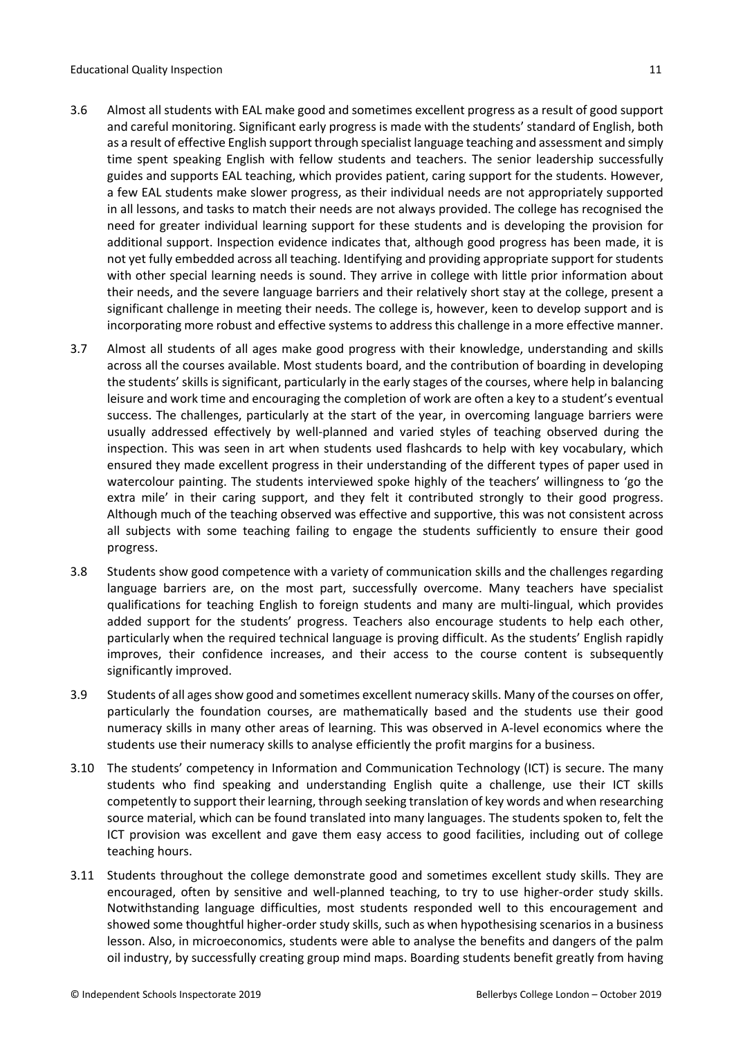3.6 Almost all students with EAL make good and sometimes excellent progress as a result of good support and careful monitoring. Significant early progress is made with the students' standard of English, both as a result of effective English support through specialist language teaching and assessment and simply time spent speaking English with fellow students and teachers. The senior leadership successfully guides and supports EAL teaching, which provides patient, caring support for the students. However, a few EAL students make slower progress, as their individual needs are not appropriately supported in all lessons, and tasks to match their needs are not always provided. The college has recognised the need for greater individual learning support for these students and is developing the provision for additional support. Inspection evidence indicates that, although good progress has been made, it is not yet fully embedded across all teaching. Identifying and providing appropriate support for students with other special learning needs is sound. They arrive in college with little prior information about their needs, and the severe language barriers and their relatively short stay at the college, present a significant challenge in meeting their needs. The college is, however, keen to develop support and is incorporating more robust and effective systems to address this challenge in a more effective manner.

3.7 Almost all students of all ages make good progress with their knowledge, understanding and skills across all the courses available. Most students board, and the contribution of boarding in developing the students' skills is significant, particularly in the early stages of the courses, where help in balancing leisure and work time and encouraging the completion of work are often a key to a student's eventual success. The challenges, particularly at the start of the year, in overcoming language barriers were usually addressed effectively by well-planned and varied styles of teaching observed during the inspection. This was seen in art when students used flashcards to help with key vocabulary, which ensured they made excellent progress in their understanding of the different types of paper used in watercolour painting. The students interviewed spoke highly of the teachers' willingness to 'go the extra mile' in their caring support, and they felt it contributed strongly to their good progress. Although much of the teaching observed was effective and supportive, this was not consistent across all subjects with some teaching failing to engage the students sufficiently to ensure their good progress.

3.8 Students show good competence with a variety of communication skills and the challenges regarding language barriers are, on the most part, successfully overcome. Many teachers have specialist qualifications for teaching English to foreign students and many are multi-lingual, which provides added support for the students' progress. Teachers also encourage students to help each other, particularly when the required technical language is proving difficult. As the students' English rapidly improves, their confidence increases, and their access to the course content is subsequently significantly improved.

3.9 Students of all ages show good and sometimes excellent numeracy skills. Many of the courses on offer, particularly the foundation courses, are mathematically based and the students use their good numeracy skills in many other areas of learning. This was observed in A-level economics where the students use their numeracy skills to analyse efficiently the profit margins for a business.

3.10 The students' competency in Information and Communication Technology (ICT) is secure. The many students who find speaking and understanding English quite a challenge, use their ICT skills competently to support their learning, through seeking translation of key words and when researching source material, which can be found translated into many languages. The students spoken to, felt the ICT provision was excellent and gave them easy access to good facilities, including out of college teaching hours.

3.11 Students throughout the college demonstrate good and sometimes excellent study skills. They are encouraged, often by sensitive and well-planned teaching, to try to use higher-order study skills. Notwithstanding language difficulties, most students responded well to this encouragement and showed some thoughtful higher-order study skills, such as when hypothesising scenarios in a business lesson. Also, in microeconomics, students were able to analyse the benefits and dangers of the palm oil industry, by successfully creating group mind maps. Boarding students benefit greatly from having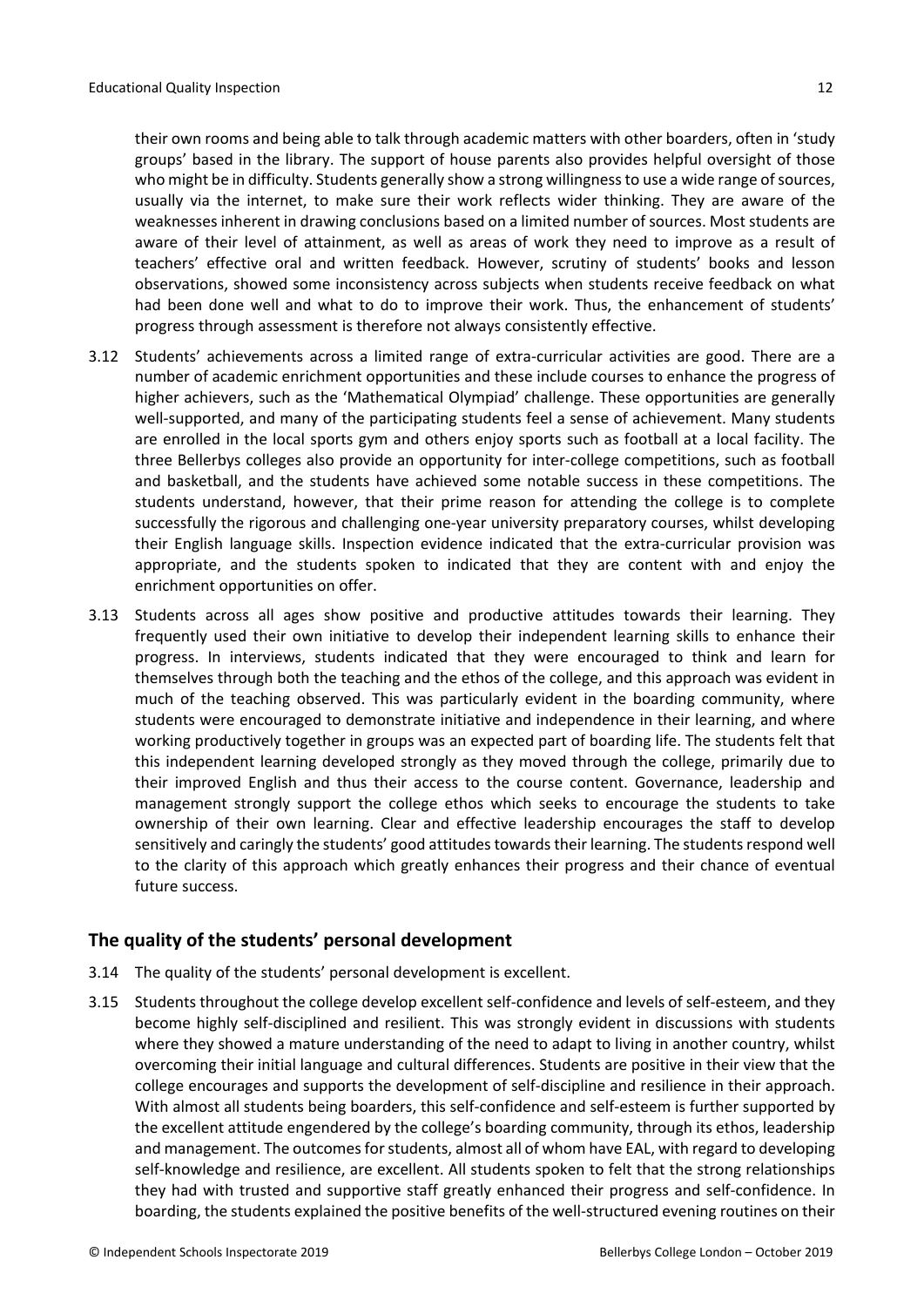their own rooms and being able to talk through academic matters with other boarders, often in 'study groups' based in the library. The support of house parents also provides helpful oversight of those who might be in difficulty. Students generally show a strong willingness to use a wide range of sources, usually via the internet, to make sure their work reflects wider thinking. They are aware of the weaknesses inherent in drawing conclusions based on a limited number of sources. Most students are aware of their level of attainment, as well as areas of work they need to improve as a result of teachers' effective oral and written feedback. However, scrutiny of students' books and lesson observations, showed some inconsistency across subjects when students receive feedback on what had been done well and what to do to improve their work. Thus, the enhancement of students' progress through assessment is therefore not always consistently effective.

3.12 Students' achievements across a limited range of extra-curricular activities are good. There are a number of academic enrichment opportunities and these include courses to enhance the progress of higher achievers, such as the 'Mathematical Olympiad' challenge. These opportunities are generally well-supported, and many of the participating students feel a sense of achievement. Many students are enrolled in the local sports gym and others enjoy sports such as football at a local facility. The three Bellerbys colleges also provide an opportunity for inter-college competitions, such as football and basketball, and the students have achieved some notable success in these competitions. The students understand, however, that their prime reason for attending the college is to complete successfully the rigorous and challenging one-year university preparatory courses, whilst developing their English language skills. Inspection evidence indicated that the extra-curricular provision was appropriate, and the students spoken to indicated that they are content with and enjoy the enrichment opportunities on offer.

3.13 Students across all ages show positive and productive attitudes towards their learning. They frequently used their own initiative to develop their independent learning skills to enhance their progress. In interviews, students indicated that they were encouraged to think and learn for themselves through both the teaching and the ethos of the college, and this approach was evident in much of the teaching observed. This was particularly evident in the boarding community, where students were encouraged to demonstrate initiative and independence in their learning, and where working productively together in groups was an expected part of boarding life. The students felt that this independent learning developed strongly as they moved through the college, primarily due to their improved English and thus their access to the course content. Governance, leadership and management strongly support the college ethos which seeks to encourage the students to take ownership of their own learning. Clear and effective leadership encourages the staff to develop sensitively and caringly the students' good attitudes towards their learning. The students respond well to the clarity of this approach which greatly enhances their progress and their chance of eventual future success.

## The quality of the students' personal development

3.14 The quality of the students' personal development is excellent.

3.15 Students throughout the college develop excellent self-confidence and levels of self-esteem, and they become highly self-disciplined and resilient. This was strongly evident in discussions with students where they showed a mature understanding of the need to adapt to living in another country, whilst overcoming their initial language and cultural differences. Students are positive in their view that the college encourages and supports the development of self-discipline and resilience in their approach. With almost all students being boarders, this self-confidence and self-esteem is further supported by the excellent attitude engendered by the college's boarding community, through its ethos, leadership and management. The outcomes for students, almost all of whom have EAL, with regard to developing self-knowledge and resilience, are excellent. All students spoken to felt that the strong relationships they had with trusted and supportive staff greatly enhanced their progress and self-confidence. In boarding, the students explained the positive benefits of the well-structured evening routines on their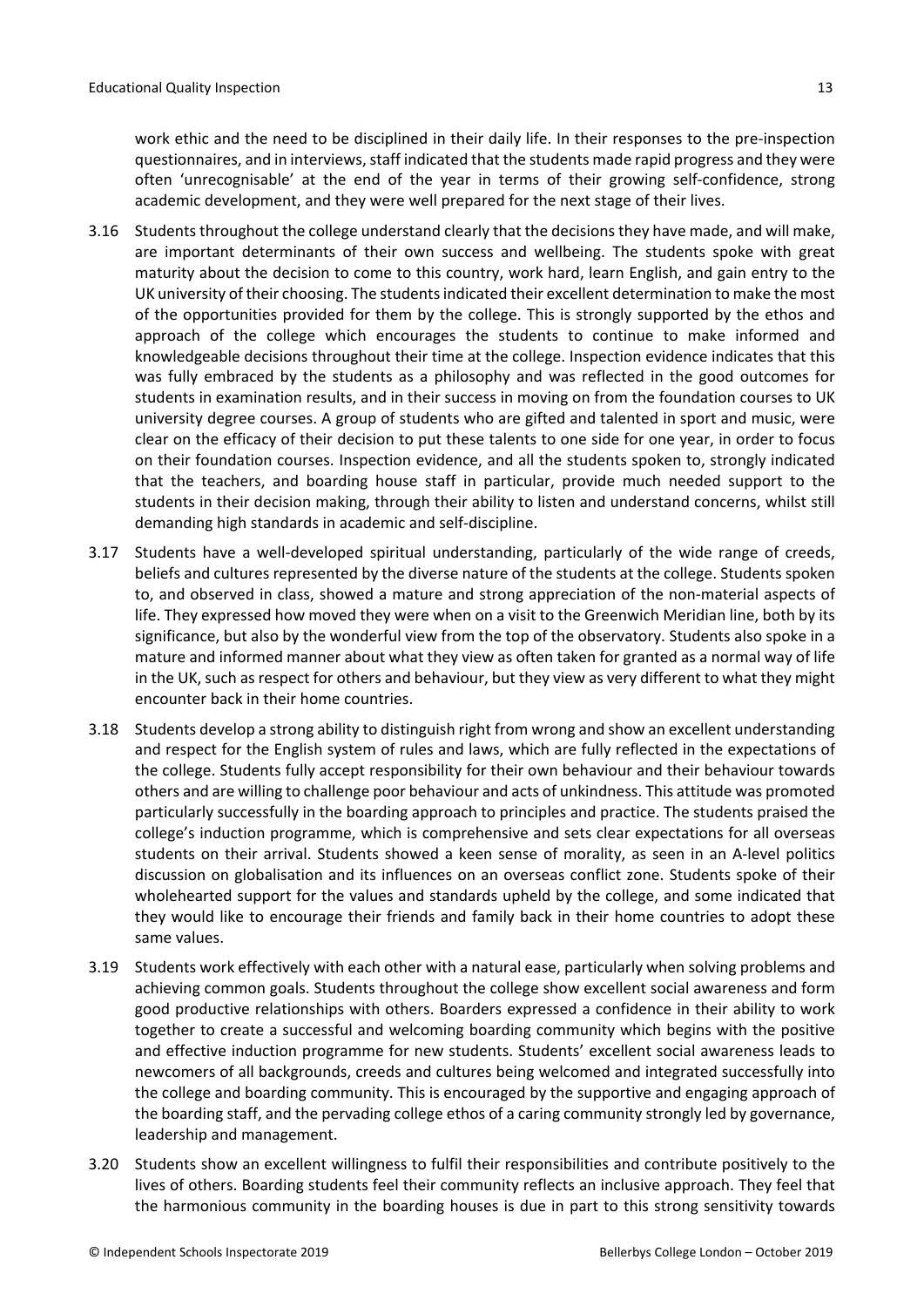work ethic and the need to be disciplined in their daily life. In their responses to the pre-inspection questionnaires, and in interviews, staff indicated that the students made rapid progress and they were often 'unrecognisable' at the end of the year in terms of their growing self-confidence, strong academic development, and they were well prepared for the next stage of their lives.

3.16 Students throughout the college understand clearly that the decisions they have made, and will make, are important determinants of their own success and wellbeing. The students spoke with great maturity about the decision to come to this country, work hard, learn English, and gain entry to the UK university of their choosing. The students indicated their excellent determination to make the most of the opportunities provided for them by the college. This is strongly supported by the ethos and approach of the college which encourages the students to continue to make informed and knowledgeable decisions throughout their time at the college. Inspection evidence indicates that this was fully embraced by the students as a philosophy and was reflected in the good outcomes for students in examination results, and in their success in moving on from the foundation courses to UK university degree courses. A group of students who are gifted and talented in sport and music, were clear on the efficacy of their decision to put these talents to one side for one year, in order to focus on their foundation courses. Inspection evidence, and all the students spoken to, strongly indicated that the teachers, and boarding house staff in particular, provide much needed support to the students in their decision making, through their ability to listen and understand concerns, whilst still demanding high standards in academic and self-discipline.

3.17 Students have a well-developed spiritual understanding, particularly of the wide range of creeds, beliefs and cultures represented by the diverse nature of the students at the college. Students spoken to, and observed in class, showed a mature and strong appreciation of the non-material aspects of life. They expressed how moved they were when on a visit to the Greenwich Meridian line, both by its significance, but also by the wonderful view from the top of the observatory. Students also spoke in a mature and informed manner about what they view as often taken for granted as a normal way of life in the UK, such as respect for others and behaviour, but they view as very different to what they might encounter back in their home countries.

3.18 Students develop a strong ability to distinguish right from wrong and show an excellent understanding and respect for the English system of rules and laws, which are fully reflected in the expectations of the college. Students fully accept responsibility for their own behaviour and their behaviour towards others and are willing to challenge poor behaviour and acts of unkindness. This attitude was promoted particularly successfully in the boarding approach to principles and practice. The students praised the college's induction programme, which is comprehensive and sets clear expectations for all overseas students on their arrival. Students showed a keen sense of morality, as seen in an A-level politics discussion on globalisation and its influences on an overseas conflict zone. Students spoke of their wholehearted support for the values and standards upheld by the college, and some indicated that they would like to encourage their friends and family back in their home countries to adopt these same values.

3.19 Students work effectively with each other with a natural ease, particularly when solving problems and achieving common goals. Students throughout the college show excellent social awareness and form good productive relationships with others. Boarders expressed a confidence in their ability to work together to create a successful and welcoming boarding community which begins with the positive and effective induction programme for new students. Students' excellent social awareness leads to newcomers of all backgrounds, creeds and cultures being welcomed and integrated successfully into the college and boarding community. This is encouraged by the supportive and engaging approach of the boarding staff, and the pervading college ethos of a caring community strongly led by governance, leadership and management.

3.20 Students show an excellent willingness to fulfil their responsibilities and contribute positively to the lives of others. Boarding students feel their community reflects an inclusive approach. They feel that the harmonious community in the boarding houses is due in part to this strong sensitivity towards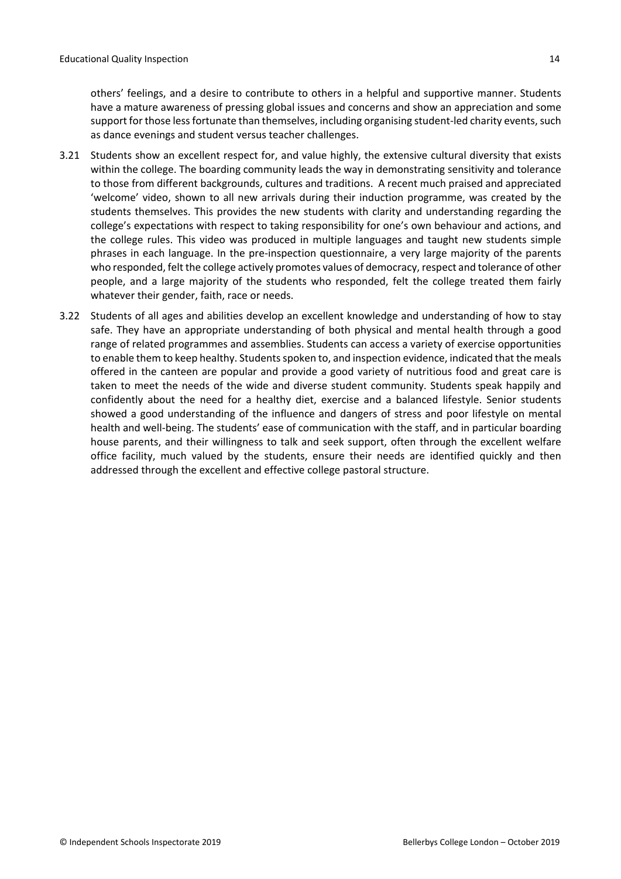others' feelings, and a desire to contribute to others in a helpful and supportive manner. Students have a mature awareness of pressing global issues and concerns and show an appreciation and some support for those less fortunate than themselves, including organising student-led charity events, such as dance evenings and student versus teacher challenges.

3.21 Students show an excellent respect for, and value highly, the extensive cultural diversity that exists within the college. The boarding community leads the way in demonstrating sensitivity and tolerance to those from different backgrounds, cultures and traditions. A recent much praised and appreciated 'welcome' video, shown to all new arrivals during their induction programme, was created by the students themselves. This provides the new students with clarity and understanding regarding the college's expectations with respect to taking responsibility for one's own behaviour and actions, and the college rules. This video was produced in multiple languages and taught new students simple phrases in each language. In the pre-inspection questionnaire, a very large majority of the parents who responded, felt the college actively promotes values of democracy, respect and tolerance of other people, and a large majority of the students who responded, felt the college treated them fairly whatever their gender, faith, race or needs.

3.22 Students of all ages and abilities develop an excellent knowledge and understanding of how to stay safe. They have an appropriate understanding of both physical and mental health through a good range of related programmes and assemblies. Students can access a variety of exercise opportunities to enable them to keep healthy. Students spoken to, and inspection evidence, indicated that the meals offered in the canteen are popular and provide a good variety of nutritious food and great care is taken to meet the needs of the wide and diverse student community. Students speak happily and confidently about the need for a healthy diet, exercise and a balanced lifestyle. Senior students showed a good understanding of the influence and dangers of stress and poor lifestyle on mental health and well-being. The students' ease of communication with the staff, and in particular boarding house parents, and their willingness to talk and seek support, often through the excellent welfare office facility, much valued by the students, ensure their needs are identified quickly and then addressed through the excellent and effective college pastoral structure.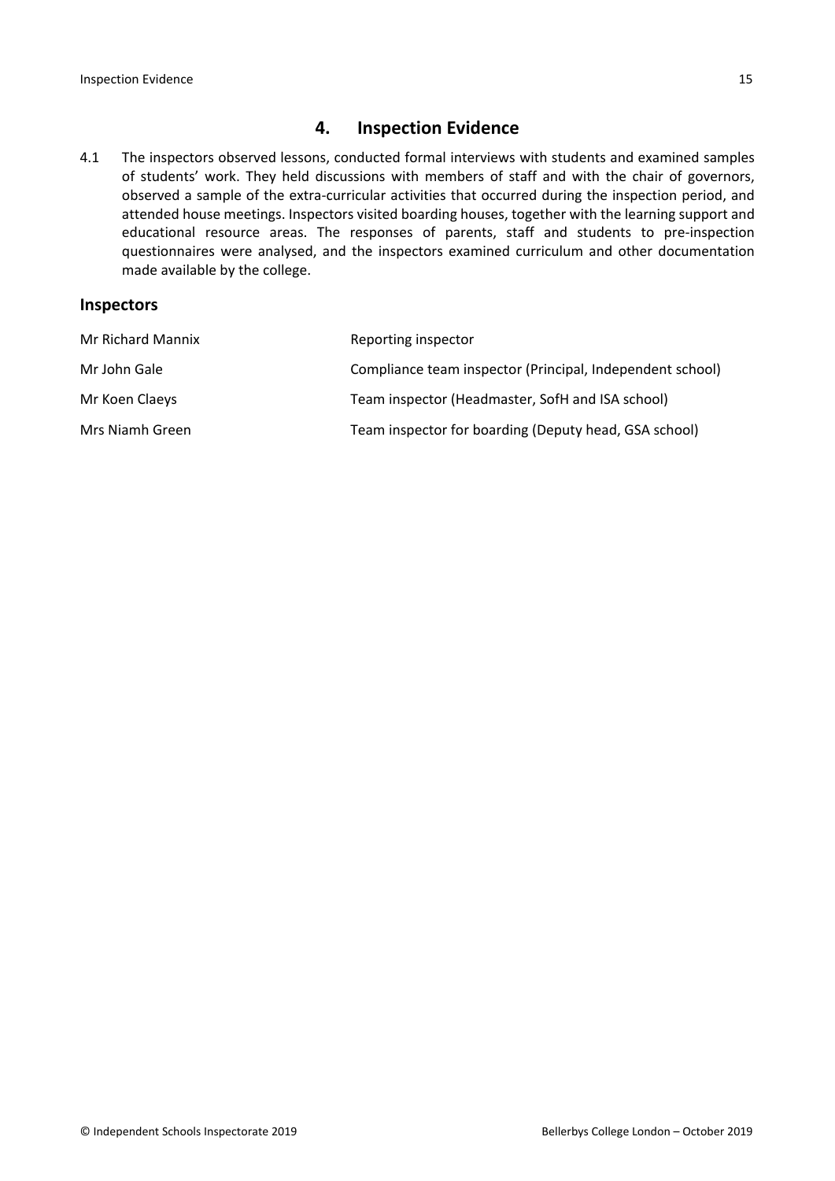## 4. Inspection Evidence

4.1 The inspectors observed lessons, conducted formal interviews with students and examined samples of students' work. They held discussions with members of staff and with the chair of governors, observed a sample of the extra-curricular activities that occurred during the inspection period, and attended house meetings. Inspectors visited boarding houses, together with the learning support and educational resource areas. The responses of parents, staff and students to pre-inspection questionnaires were analysed, and the inspectors examined curriculum and other documentation made available by the college.

### Inspectors

| | |
|---|---|
| Mr Richard Mannix | Reporting inspector |
| Mr John Gale | Compliance team inspector (Principal, Independent school) |
| Mr Koen Claeys | Team inspector (Headmaster, SofH and ISA school) |
| Mrs Niamh Green | Team inspector for boarding (Deputy head, GSA school) |